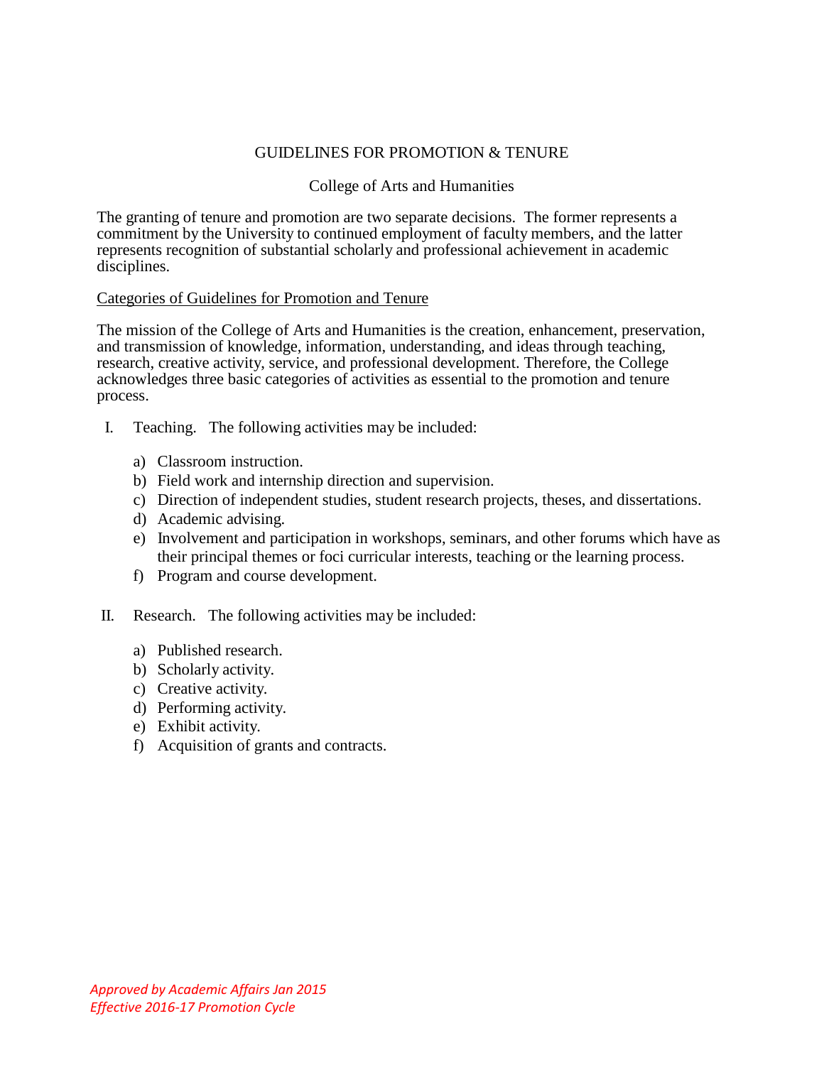# GUIDELINES FOR PROMOTION & TENURE

## College of Arts and Humanities

The granting of tenure and promotion are two separate decisions. The former represents a commitment by the University to continued employment of faculty members, and the latter represents recognition of substantial scholarly and professional achievement in academic disciplines.

<u>Categories of Guidelines for Promotion and Tenure</u>

The mission of the College of Arts and Humanities is the creation, enhancement, preservation, and transmission of knowledge, information, understanding, and ideas through teaching, research, creative activity, service, and professional development. Therefore, the College acknowledges three basic categories of activities as essential to the promotion and tenure process.

I. Teaching. The following activities may be included:

   a) Classroom instruction.
   b) Field work and internship direction and supervision.
   c) Direction of independent studies, student research projects, theses, and dissertations.
   d) Academic advising.
   e) Involvement and participation in workshops, seminars, and other forums which have as their principal themes or foci curricular interests, teaching or the learning process.
   f) Program and course development.

II. Research. The following activities may be included:

   a) Published research.
   b) Scholarly activity.
   c) Creative activity.
   d) Performing activity.
   e) Exhibit activity.
   f) Acquisition of grants and contracts.

*Approved by Academic Affairs Jan 2015*
*Effective 2016-17 Promotion Cycle*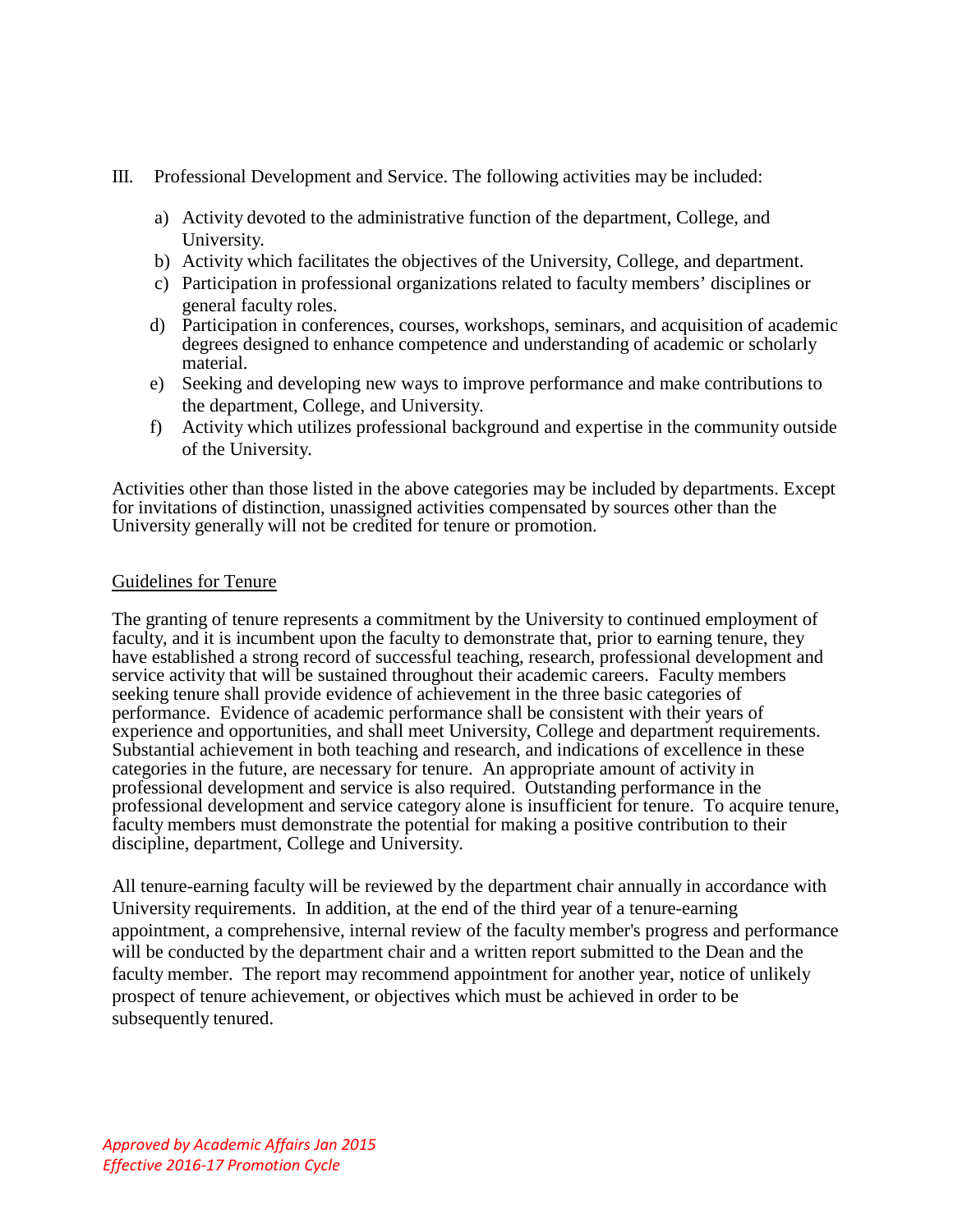III. Professional Development and Service. The following activities may be included:

a) Activity devoted to the administrative function of the department, College, and University.
b) Activity which facilitates the objectives of the University, College, and department.
c) Participation in professional organizations related to faculty members' disciplines or general faculty roles.
d) Participation in conferences, courses, workshops, seminars, and acquisition of academic degrees designed to enhance competence and understanding of academic or scholarly material.
e) Seeking and developing new ways to improve performance and make contributions to the department, College, and University.
f) Activity which utilizes professional background and expertise in the community outside of the University.

Activities other than those listed in the above categories may be included by departments. Except for invitations of distinction, unassigned activities compensated by sources other than the University generally will not be credited for tenure or promotion.

<u>Guidelines for Tenure</u>

The granting of tenure represents a commitment by the University to continued employment of faculty, and it is incumbent upon the faculty to demonstrate that, prior to earning tenure, they have established a strong record of successful teaching, research, professional development and service activity that will be sustained throughout their academic careers. Faculty members seeking tenure shall provide evidence of achievement in the three basic categories of performance. Evidence of academic performance shall be consistent with their years of experience and opportunities, and shall meet University, College and department requirements. Substantial achievement in both teaching and research, and indications of excellence in these categories in the future, are necessary for tenure. An appropriate amount of activity in professional development and service is also required. Outstanding performance in the professional development and service category alone is insufficient for tenure. To acquire tenure, faculty members must demonstrate the potential for making a positive contribution to their discipline, department, College and University.

All tenure-earning faculty will be reviewed by the department chair annually in accordance with University requirements. In addition, at the end of the third year of a tenure-earning appointment, a comprehensive, internal review of the faculty member's progress and performance will be conducted by the department chair and a written report submitted to the Dean and the faculty member. The report may recommend appointment for another year, notice of unlikely prospect of tenure achievement, or objectives which must be achieved in order to be subsequently tenured.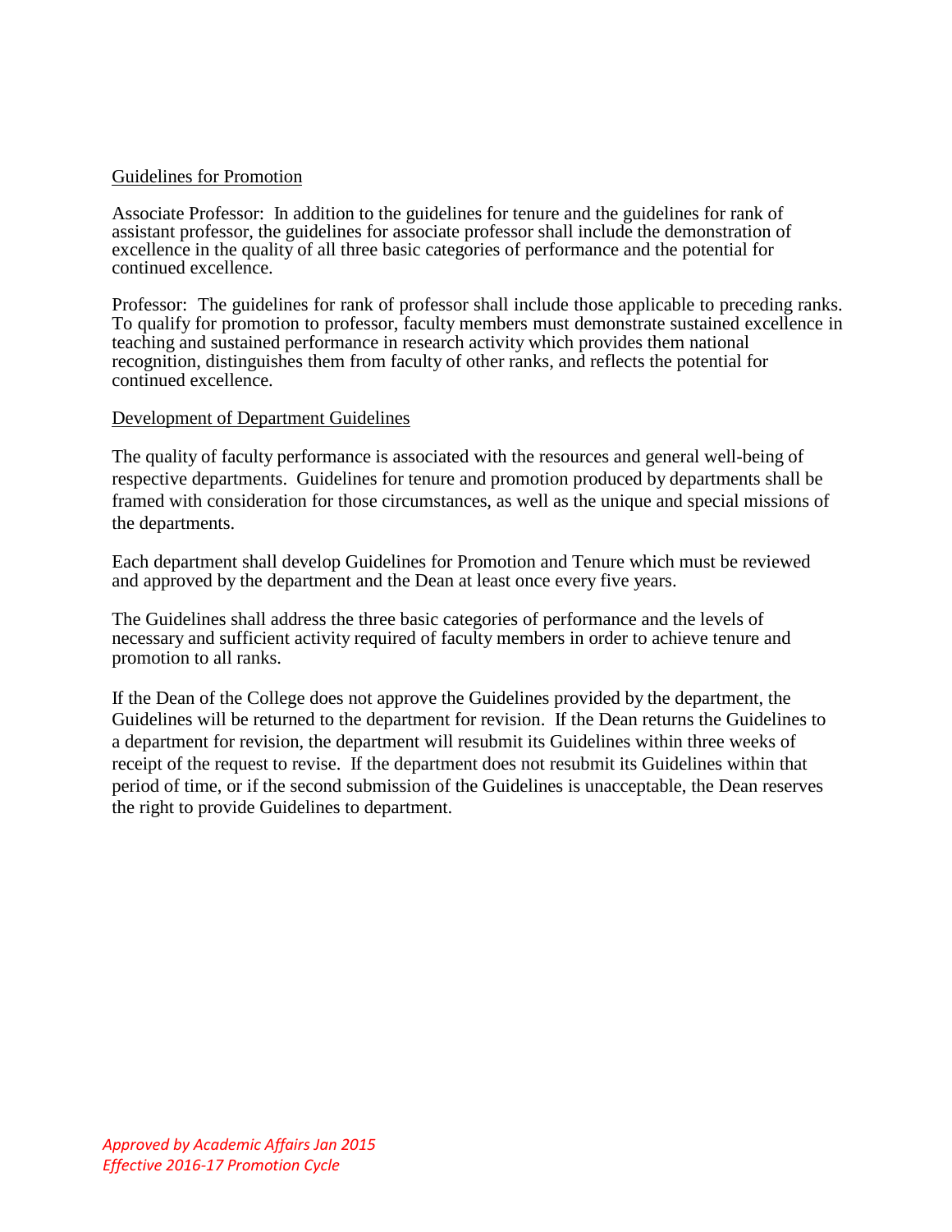Guidelines for Promotion

Associate Professor: In addition to the guidelines for tenure and the guidelines for rank of assistant professor, the guidelines for associate professor shall include the demonstration of excellence in the quality of all three basic categories of performance and the potential for continued excellence.

Professor: The guidelines for rank of professor shall include those applicable to preceding ranks. To qualify for promotion to professor, faculty members must demonstrate sustained excellence in teaching and sustained performance in research activity which provides them national recognition, distinguishes them from faculty of other ranks, and reflects the potential for continued excellence.

Development of Department Guidelines

The quality of faculty performance is associated with the resources and general well-being of respective departments. Guidelines for tenure and promotion produced by departments shall be framed with consideration for those circumstances, as well as the unique and special missions of the departments.

Each department shall develop Guidelines for Promotion and Tenure which must be reviewed and approved by the department and the Dean at least once every five years.

The Guidelines shall address the three basic categories of performance and the levels of necessary and sufficient activity required of faculty members in order to achieve tenure and promotion to all ranks.

If the Dean of the College does not approve the Guidelines provided by the department, the Guidelines will be returned to the department for revision. If the Dean returns the Guidelines to a department for revision, the department will resubmit its Guidelines within three weeks of receipt of the request to revise. If the department does not resubmit its Guidelines within that period of time, or if the second submission of the Guidelines is unacceptable, the Dean reserves the right to provide Guidelines to department.

*Approved by Academic Affairs Jan 2015*
*Effective 2016-17 Promotion Cycle*